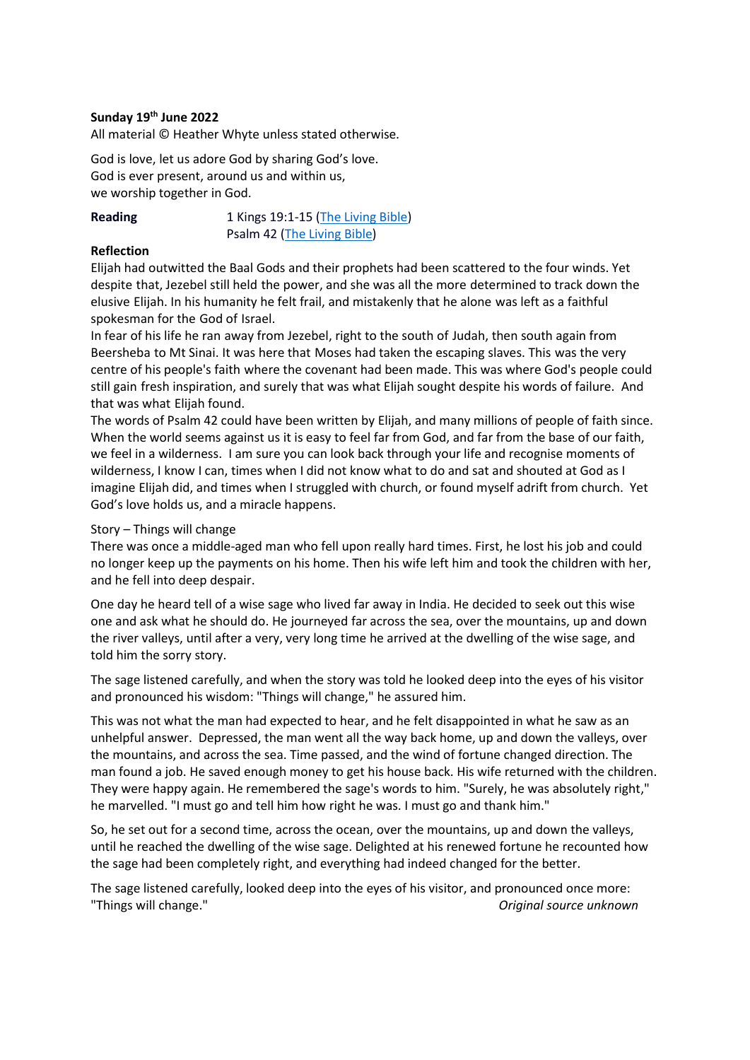**Sunday 19th June 2022**

All material © Heather Whyte unless stated otherwise.

God is love, let us adore God by sharing God's love.
God is ever present, around us and within us,
we worship together in God.

**Reading** 1 Kings 19:1-15 (The Living Bible)
Psalm 42 (The Living Bible)

**Reflection**

Elijah had outwitted the Baal Gods and their prophets had been scattered to the four winds. Yet despite that, Jezebel still held the power, and she was all the more determined to track down the elusive Elijah. In his humanity he felt frail, and mistakenly that he alone was left as a faithful spokesman for the God of Israel.

In fear of his life he ran away from Jezebel, right to the south of Judah, then south again from Beersheba to Mt Sinai. It was here that Moses had taken the escaping slaves. This was the very centre of his people's faith where the covenant had been made. This was where God's people could still gain fresh inspiration, and surely that was what Elijah sought despite his words of failure. And that was what Elijah found.

The words of Psalm 42 could have been written by Elijah, and many millions of people of faith since. When the world seems against us it is easy to feel far from God, and far from the base of our faith, we feel in a wilderness. I am sure you can look back through your life and recognise moments of wilderness, I know I can, times when I did not know what to do and sat and shouted at God as I imagine Elijah did, and times when I struggled with church, or found myself adrift from church. Yet God's love holds us, and a miracle happens.

Story – Things will change

There was once a middle-aged man who fell upon really hard times. First, he lost his job and could no longer keep up the payments on his home. Then his wife left him and took the children with her, and he fell into deep despair.

One day he heard tell of a wise sage who lived far away in India. He decided to seek out this wise one and ask what he should do. He journeyed far across the sea, over the mountains, up and down the river valleys, until after a very, very long time he arrived at the dwelling of the wise sage, and told him the sorry story.

The sage listened carefully, and when the story was told he looked deep into the eyes of his visitor and pronounced his wisdom: "Things will change," he assured him.

This was not what the man had expected to hear, and he felt disappointed in what he saw as an unhelpful answer. Depressed, the man went all the way back home, up and down the valleys, over the mountains, and across the sea. Time passed, and the wind of fortune changed direction. The man found a job. He saved enough money to get his house back. His wife returned with the children. They were happy again. He remembered the sage's words to him. "Surely, he was absolutely right," he marvelled. "I must go and tell him how right he was. I must go and thank him."

So, he set out for a second time, across the ocean, over the mountains, up and down the valleys, until he reached the dwelling of the wise sage. Delighted at his renewed fortune he recounted how the sage had been completely right, and everything had indeed changed for the better.

The sage listened carefully, looked deep into the eyes of his visitor, and pronounced once more: "Things will change." *Original source unknown*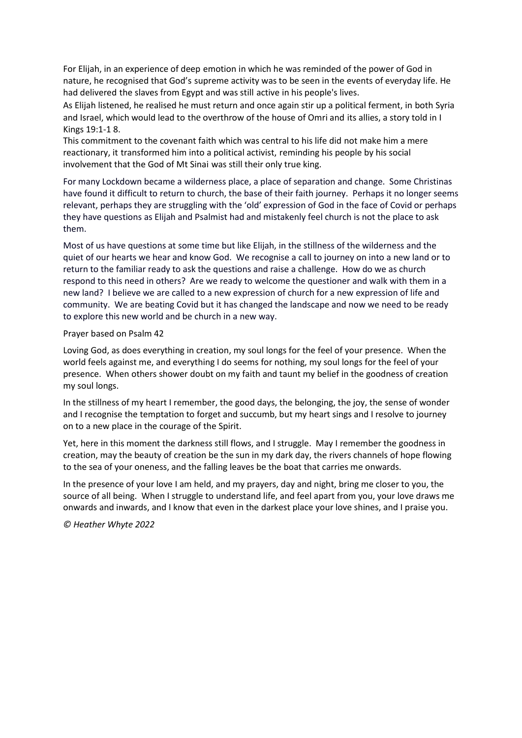For Elijah, in an experience of deep emotion in which he was reminded of the power of God in nature, he recognised that God's supreme activity was to be seen in the events of everyday life. He had delivered the slaves from Egypt and was still active in his people's lives.
As Elijah listened, he realised he must return and once again stir up a political ferment, in both Syria and Israel, which would lead to the overthrow of the house of Omri and its allies, a story told in I Kings 19:1-1 8.
This commitment to the covenant faith which was central to his life did not make him a mere reactionary, it transformed him into a political activist, reminding his people by his social involvement that the God of Mt Sinai was still their only true king.

For many Lockdown became a wilderness place, a place of separation and change. Some Christinas have found it difficult to return to church, the base of their faith journey. Perhaps it no longer seems relevant, perhaps they are struggling with the 'old' expression of God in the face of Covid or perhaps they have questions as Elijah and Psalmist had and mistakenly feel church is not the place to ask them.

Most of us have questions at some time but like Elijah, in the stillness of the wilderness and the quiet of our hearts we hear and know God. We recognise a call to journey on into a new land or to return to the familiar ready to ask the questions and raise a challenge. How do we as church respond to this need in others? Are we ready to welcome the questioner and walk with them in a new land? I believe we are called to a new expression of church for a new expression of life and community. We are beating Covid but it has changed the landscape and now we need to be ready to explore this new world and be church in a new way.

Prayer based on Psalm 42

Loving God, as does everything in creation, my soul longs for the feel of your presence. When the world feels against me, and everything I do seems for nothing, my soul longs for the feel of your presence. When others shower doubt on my faith and taunt my belief in the goodness of creation my soul longs.

In the stillness of my heart I remember, the good days, the belonging, the joy, the sense of wonder and I recognise the temptation to forget and succumb, but my heart sings and I resolve to journey on to a new place in the courage of the Spirit.

Yet, here in this moment the darkness still flows, and I struggle. May I remember the goodness in creation, may the beauty of creation be the sun in my dark day, the rivers channels of hope flowing to the sea of your oneness, and the falling leaves be the boat that carries me onwards.

In the presence of your love I am held, and my prayers, day and night, bring me closer to you, the source of all being. When I struggle to understand life, and feel apart from you, your love draws me onwards and inwards, and I know that even in the darkest place your love shines, and I praise you.

*© Heather Whyte 2022*